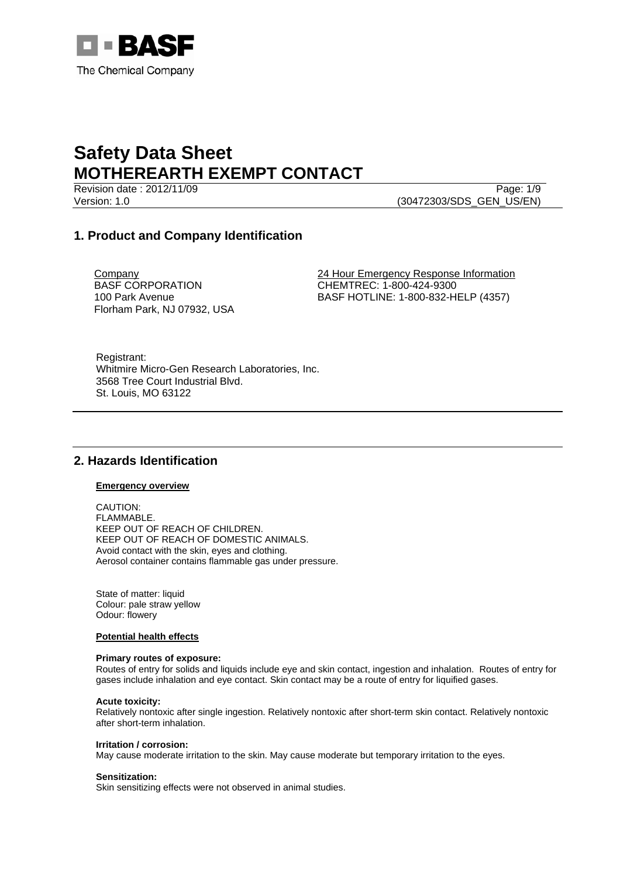BASF
The Chemical Company

# Safety Data Sheet
# MOTHEREARTH EXEMPT CONTACT

Revision date : 2012/11/09
Version: 1.0 (30472303/SDS_GEN_US/EN)

## 1. Product and Company Identification

Company
BASF CORPORATION
100 Park Avenue
Florham Park, NJ 07932, USA

24 Hour Emergency Response Information
CHEMTREC: 1-800-424-9300
BASF HOTLINE: 1-800-832-HELP (4357)

Registrant:
Whitmire Micro-Gen Research Laboratories, Inc.
3568 Tree Court Industrial Blvd.
St. Louis, MO 63122

## 2. Hazards Identification

**Emergency overview**

CAUTION:
FLAMMABLE.
KEEP OUT OF REACH OF CHILDREN.
KEEP OUT OF REACH OF DOMESTIC ANIMALS.
Avoid contact with the skin, eyes and clothing.
Aerosol container contains flammable gas under pressure.

State of matter: liquid
Colour: pale straw yellow
Odour: flowery

**Potential health effects**

**Primary routes of exposure:**
Routes of entry for solids and liquids include eye and skin contact, ingestion and inhalation. Routes of entry for gases include inhalation and eye contact. Skin contact may be a route of entry for liquified gases.

**Acute toxicity:**
Relatively nontoxic after single ingestion. Relatively nontoxic after short-term skin contact. Relatively nontoxic after short-term inhalation.

**Irritation / corrosion:**
May cause moderate irritation to the skin. May cause moderate but temporary irritation to the eyes.

**Sensitization:**
Skin sensitizing effects were not observed in animal studies.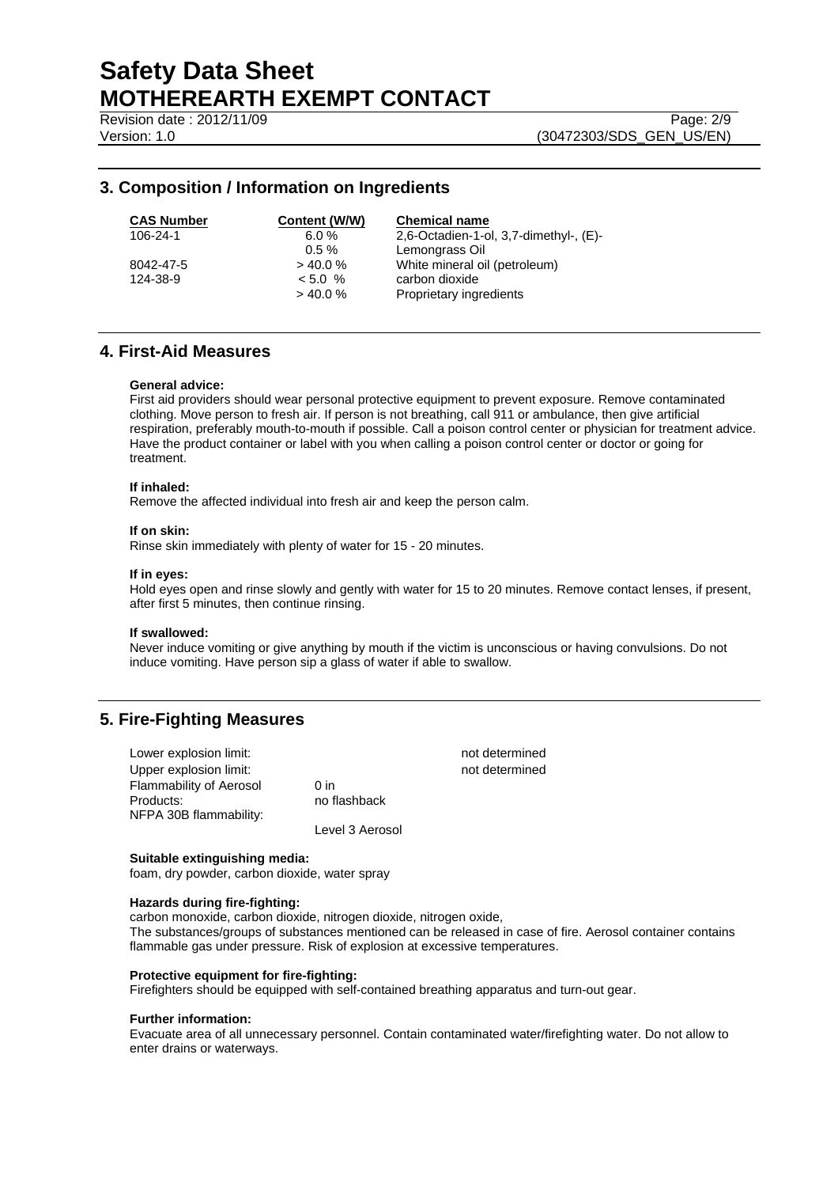## 3. Composition / Information on Ingredients

| CAS Number | Content (W/W) | Chemical name |
|---|---|---|
| 106-24-1 | 6.0 % | 2,6-Octadien-1-ol, 3,7-dimethyl-, (E)- |
| | 0.5 % | Lemongrass Oil |
| 8042-47-5 | > 40.0 % | White mineral oil (petroleum) |
| 124-38-9 | < 5.0 % | carbon dioxide |
| | > 40.0 % | Proprietary ingredients |

## 4. First-Aid Measures

**General advice:**
First aid providers should wear personal protective equipment to prevent exposure. Remove contaminated clothing. Move person to fresh air. If person is not breathing, call 911 or ambulance, then give artificial respiration, preferably mouth-to-mouth if possible. Call a poison control center or physician for treatment advice. Have the product container or label with you when calling a poison control center or doctor or going for treatment.

**If inhaled:**
Remove the affected individual into fresh air and keep the person calm.

**If on skin:**
Rinse skin immediately with plenty of water for 15 - 20 minutes.

**If in eyes:**
Hold eyes open and rinse slowly and gently with water for 15 to 20 minutes. Remove contact lenses, if present, after first 5 minutes, then continue rinsing.

**If swallowed:**
Never induce vomiting or give anything by mouth if the victim is unconscious or having convulsions. Do not induce vomiting. Have person sip a glass of water if able to swallow.

## 5. Fire-Fighting Measures

| | | |
|---|---|---|
| Lower explosion limit: | | not determined |
| Upper explosion limit: | | not determined |
| Flammability of Aerosol Products: | 0 in no flashback | |
| NFPA 30B flammability: | Level 3 Aerosol | |

**Suitable extinguishing media:**
foam, dry powder, carbon dioxide, water spray

**Hazards during fire-fighting:**
carbon monoxide, carbon dioxide, nitrogen dioxide, nitrogen oxide,
The substances/groups of substances mentioned can be released in case of fire. Aerosol container contains flammable gas under pressure. Risk of explosion at excessive temperatures.

**Protective equipment for fire-fighting:**
Firefighters should be equipped with self-contained breathing apparatus and turn-out gear.

**Further information:**
Evacuate area of all unnecessary personnel. Contain contaminated water/firefighting water. Do not allow to enter drains or waterways.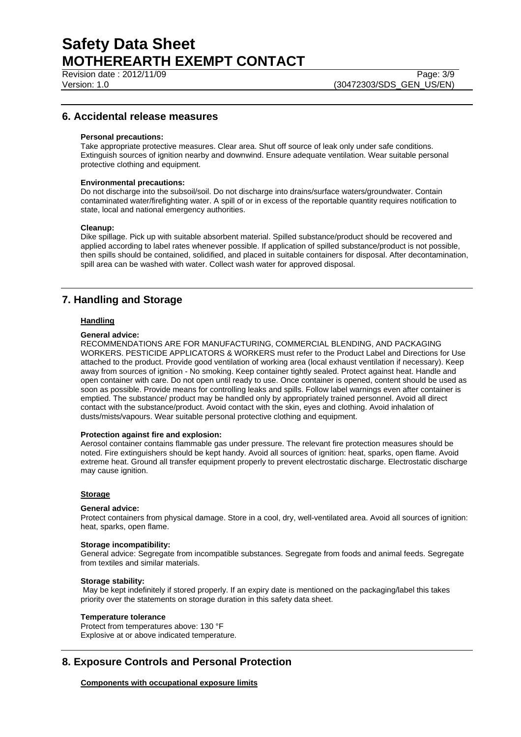## 6. Accidental release measures

**Personal precautions:**
Take appropriate protective measures. Clear area. Shut off source of leak only under safe conditions. Extinguish sources of ignition nearby and downwind. Ensure adequate ventilation. Wear suitable personal protective clothing and equipment.

**Environmental precautions:**
Do not discharge into the subsoil/soil. Do not discharge into drains/surface waters/groundwater. Contain contaminated water/firefighting water. A spill of or in excess of the reportable quantity requires notification to state, local and national emergency authorities.

**Cleanup:**
Dike spillage. Pick up with suitable absorbent material. Spilled substance/product should be recovered and applied according to label rates whenever possible. If application of spilled substance/product is not possible, then spills should be contained, solidified, and placed in suitable containers for disposal. After decontamination, spill area can be washed with water. Collect wash water for approved disposal.

## 7. Handling and Storage

### Handling

**General advice:**
RECOMMENDATIONS ARE FOR MANUFACTURING, COMMERCIAL BLENDING, AND PACKAGING WORKERS. PESTICIDE APPLICATORS & WORKERS must refer to the Product Label and Directions for Use attached to the product. Provide good ventilation of working area (local exhaust ventilation if necessary). Keep away from sources of ignition - No smoking. Keep container tightly sealed. Protect against heat. Handle and open container with care. Do not open until ready to use. Once container is opened, content should be used as soon as possible. Provide means for controlling leaks and spills. Follow label warnings even after container is emptied. The substance/ product may be handled only by appropriately trained personnel. Avoid all direct contact with the substance/product. Avoid contact with the skin, eyes and clothing. Avoid inhalation of dusts/mists/vapours. Wear suitable personal protective clothing and equipment.

**Protection against fire and explosion:**
Aerosol container contains flammable gas under pressure. The relevant fire protection measures should be noted. Fire extinguishers should be kept handy. Avoid all sources of ignition: heat, sparks, open flame. Avoid extreme heat. Ground all transfer equipment properly to prevent electrostatic discharge. Electrostatic discharge may cause ignition.

### Storage

**General advice:**
Protect containers from physical damage. Store in a cool, dry, well-ventilated area. Avoid all sources of ignition: heat, sparks, open flame.

**Storage incompatibility:**
General advice: Segregate from incompatible substances. Segregate from foods and animal feeds. Segregate from textiles and similar materials.

**Storage stability:**
May be kept indefinitely if stored properly. If an expiry date is mentioned on the packaging/label this takes priority over the statements on storage duration in this safety data sheet.

**Temperature tolerance**
Protect from temperatures above: 130 °F
Explosive at or above indicated temperature.

## 8. Exposure Controls and Personal Protection

**Components with occupational exposure limits**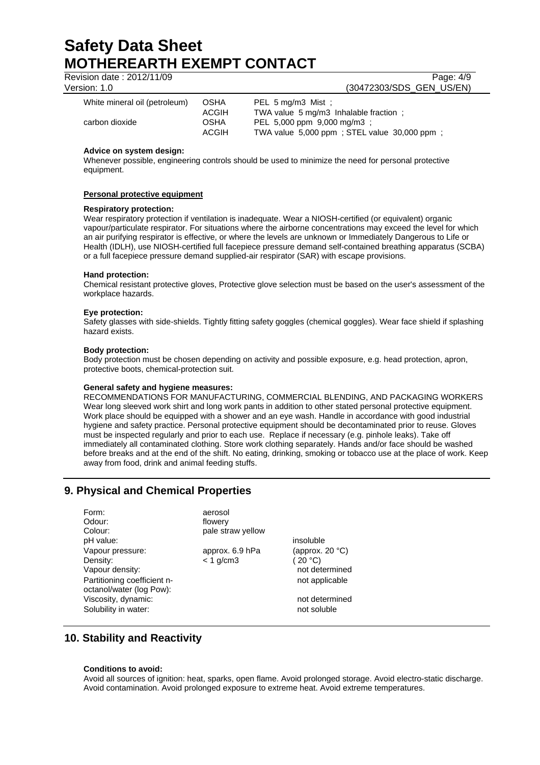| | | |
|---|---|---|
| White mineral oil (petroleum) | OSHA | PEL 5 mg/m3 Mist ; |
| | ACGIH | TWA value 5 mg/m3 Inhalable fraction ; |
| carbon dioxide | OSHA | PEL 5,000 ppm 9,000 mg/m3 ; |
| | ACGIH | TWA value 5,000 ppm ; STEL value 30,000 ppm ; |

**Advice on system design:**
Whenever possible, engineering controls should be used to minimize the need for personal protective equipment.

**Personal protective equipment**

**Respiratory protection:**
Wear respiratory protection if ventilation is inadequate. Wear a NIOSH-certified (or equivalent) organic vapour/particulate respirator. For situations where the airborne concentrations may exceed the level for which an air purifying respirator is effective, or where the levels are unknown or Immediately Dangerous to Life or Health (IDLH), use NIOSH-certified full facepiece pressure demand self-contained breathing apparatus (SCBA) or a full facepiece pressure demand supplied-air respirator (SAR) with escape provisions.

**Hand protection:**
Chemical resistant protective gloves, Protective glove selection must be based on the user's assessment of the workplace hazards.

**Eye protection:**
Safety glasses with side-shields. Tightly fitting safety goggles (chemical goggles). Wear face shield if splashing hazard exists.

**Body protection:**
Body protection must be chosen depending on activity and possible exposure, e.g. head protection, apron, protective boots, chemical-protection suit.

**General safety and hygiene measures:**
RECOMMENDATIONS FOR MANUFACTURING, COMMERCIAL BLENDING, AND PACKAGING WORKERS Wear long sleeved work shirt and long work pants in addition to other stated personal protective equipment. Work place should be equipped with a shower and an eye wash. Handle in accordance with good industrial hygiene and safety practice. Personal protective equipment should be decontaminated prior to reuse. Gloves must be inspected regularly and prior to each use. Replace if necessary (e.g. pinhole leaks). Take off immediately all contaminated clothing. Store work clothing separately. Hands and/or face should be washed before breaks and at the end of the shift. No eating, drinking, smoking or tobacco use at the place of work. Keep away from food, drink and animal feeding stuffs.

## 9. Physical and Chemical Properties

| | | |
|---|---|---|
| Form: | aerosol | |
| Odour: | flowery | |
| Colour: | pale straw yellow | |
| pH value: | | insoluble |
| Vapour pressure: | approx. 6.9 hPa | (approx. 20 °C) |
| Density: | < 1 g/cm3 | ( 20 °C) |
| Vapour density: | | not determined |
| Partitioning coefficient n-octanol/water (log Pow): | | not applicable |
| Viscosity, dynamic: | | not determined |
| Solubility in water: | | not soluble |

## 10. Stability and Reactivity

**Conditions to avoid:**
Avoid all sources of ignition: heat, sparks, open flame. Avoid prolonged storage. Avoid electro-static discharge. Avoid contamination. Avoid prolonged exposure to extreme heat. Avoid extreme temperatures.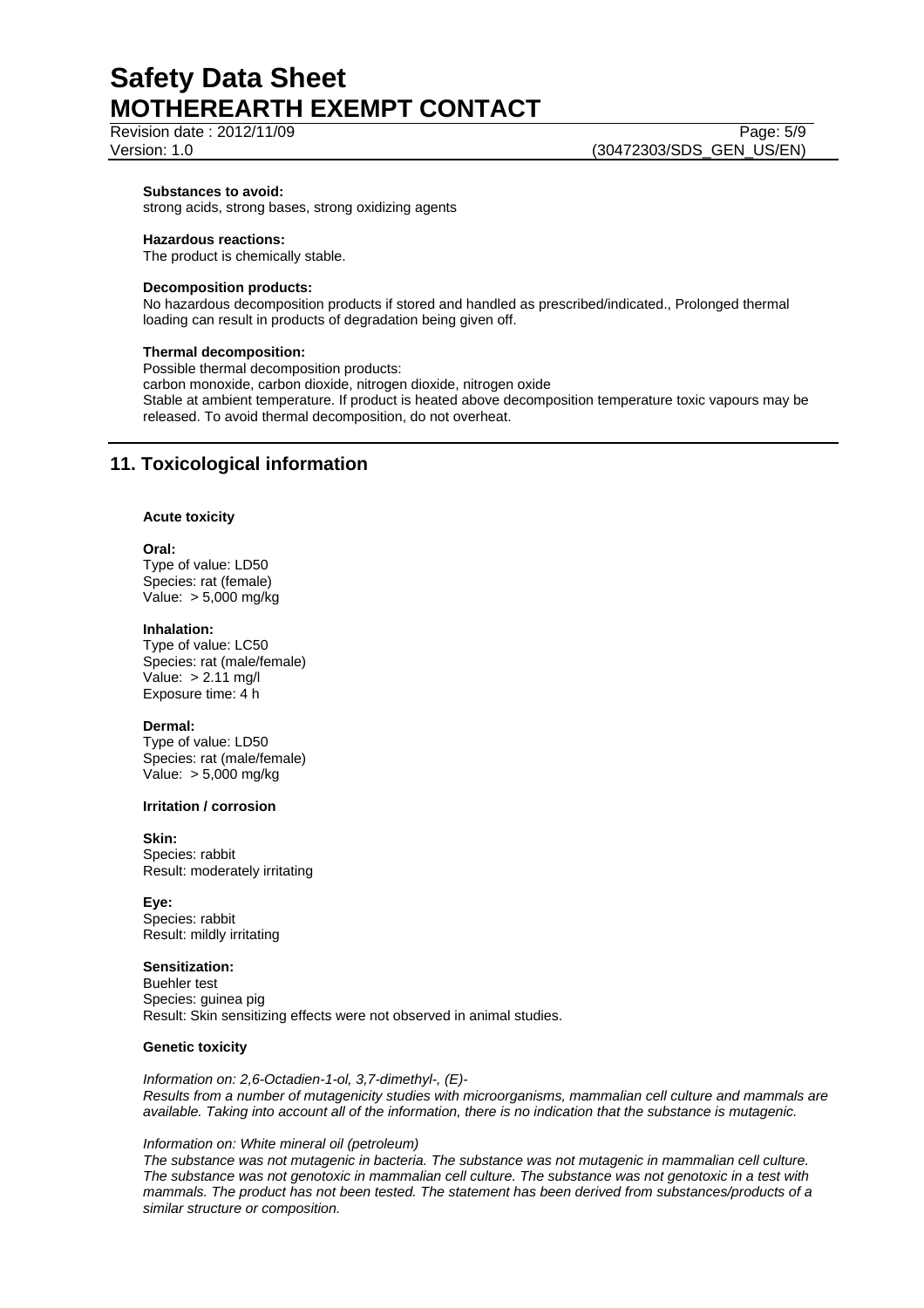**Substances to avoid:**
strong acids, strong bases, strong oxidizing agents

**Hazardous reactions:**
The product is chemically stable.

**Decomposition products:**
No hazardous decomposition products if stored and handled as prescribed/indicated., Prolonged thermal loading can result in products of degradation being given off.

**Thermal decomposition:**
Possible thermal decomposition products:
carbon monoxide, carbon dioxide, nitrogen dioxide, nitrogen oxide
Stable at ambient temperature. If product is heated above decomposition temperature toxic vapours may be released. To avoid thermal decomposition, do not overheat.

## 11. Toxicological information

**Acute toxicity**

**Oral:**
Type of value: LD50
Species: rat (female)
Value: > 5,000 mg/kg

**Inhalation:**
Type of value: LC50
Species: rat (male/female)
Value: > 2.11 mg/l
Exposure time: 4 h

**Dermal:**
Type of value: LD50
Species: rat (male/female)
Value: > 5,000 mg/kg

**Irritation / corrosion**

**Skin:**
Species: rabbit
Result: moderately irritating

**Eye:**
Species: rabbit
Result: mildly irritating

**Sensitization:**
Buehler test
Species: guinea pig
Result: Skin sensitizing effects were not observed in animal studies.

**Genetic toxicity**

*Information on: 2,6-Octadien-1-ol, 3,7-dimethyl-, (E)-*
*Results from a number of mutagenicity studies with microorganisms, mammalian cell culture and mammals are available. Taking into account all of the information, there is no indication that the substance is mutagenic.*

*Information on: White mineral oil (petroleum)*
*The substance was not mutagenic in bacteria. The substance was not mutagenic in mammalian cell culture. The substance was not genotoxic in mammalian cell culture. The substance was not genotoxic in a test with mammals. The product has not been tested. The statement has been derived from substances/products of a similar structure or composition.*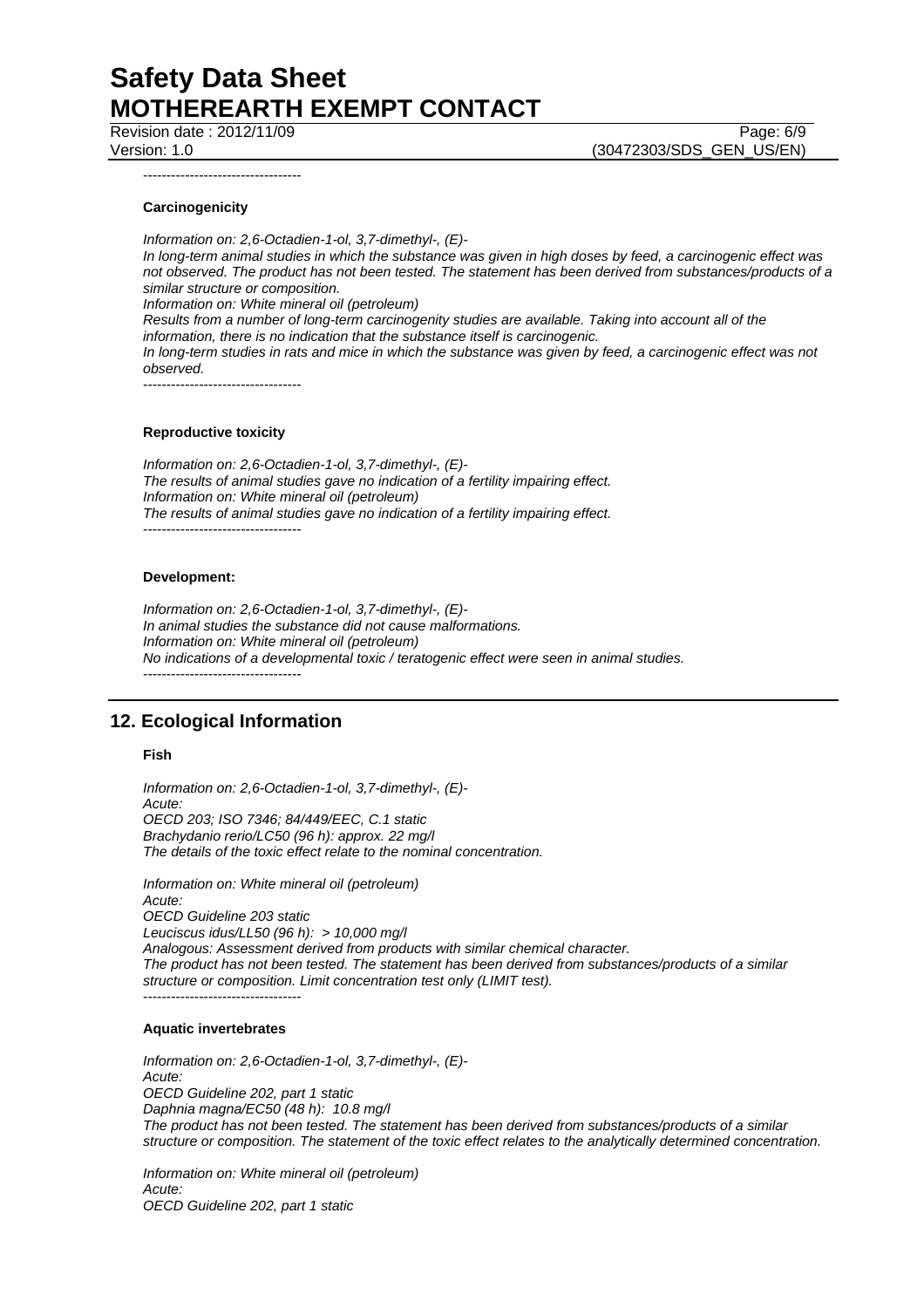----------------------------------

**Carcinogenicity**

*Information on: 2,6-Octadien-1-ol, 3,7-dimethyl-, (E)-*
*In long-term animal studies in which the substance was given in high doses by feed, a carcinogenic effect was not observed. The product has not been tested. The statement has been derived from substances/products of a similar structure or composition.*
*Information on: White mineral oil (petroleum)*
*Results from a number of long-term carcinogenity studies are available. Taking into account all of the information, there is no indication that the substance itself is carcinogenic.*
*In long-term studies in rats and mice in which the substance was given by feed, a carcinogenic effect was not observed.*

----------------------------------

**Reproductive toxicity**

*Information on: 2,6-Octadien-1-ol, 3,7-dimethyl-, (E)-*
*The results of animal studies gave no indication of a fertility impairing effect.*
*Information on: White mineral oil (petroleum)*
*The results of animal studies gave no indication of a fertility impairing effect.*

----------------------------------

**Development:**

*Information on: 2,6-Octadien-1-ol, 3,7-dimethyl-, (E)-*
*In animal studies the substance did not cause malformations.*
*Information on: White mineral oil (petroleum)*
*No indications of a developmental toxic / teratogenic effect were seen in animal studies.*

----------------------------------

## 12. Ecological Information

**Fish**

*Information on: 2,6-Octadien-1-ol, 3,7-dimethyl-, (E)-*
*Acute:*
*OECD 203; ISO 7346; 84/449/EEC, C.1 static*
*Brachydanio rerio/LC50 (96 h): approx. 22 mg/l*
*The details of the toxic effect relate to the nominal concentration.*

*Information on: White mineral oil (petroleum)*
*Acute:*
*OECD Guideline 203 static*
*Leuciscus idus/LL50 (96 h): > 10,000 mg/l*
*Analogous: Assessment derived from products with similar chemical character.*
*The product has not been tested. The statement has been derived from substances/products of a similar structure or composition. Limit concentration test only (LIMIT test).*

----------------------------------

**Aquatic invertebrates**

*Information on: 2,6-Octadien-1-ol, 3,7-dimethyl-, (E)-*
*Acute:*
*OECD Guideline 202, part 1 static*
*Daphnia magna/EC50 (48 h): 10.8 mg/l*
*The product has not been tested. The statement has been derived from substances/products of a similar structure or composition. The statement of the toxic effect relates to the analytically determined concentration.*

*Information on: White mineral oil (petroleum)*
*Acute:*
*OECD Guideline 202, part 1 static*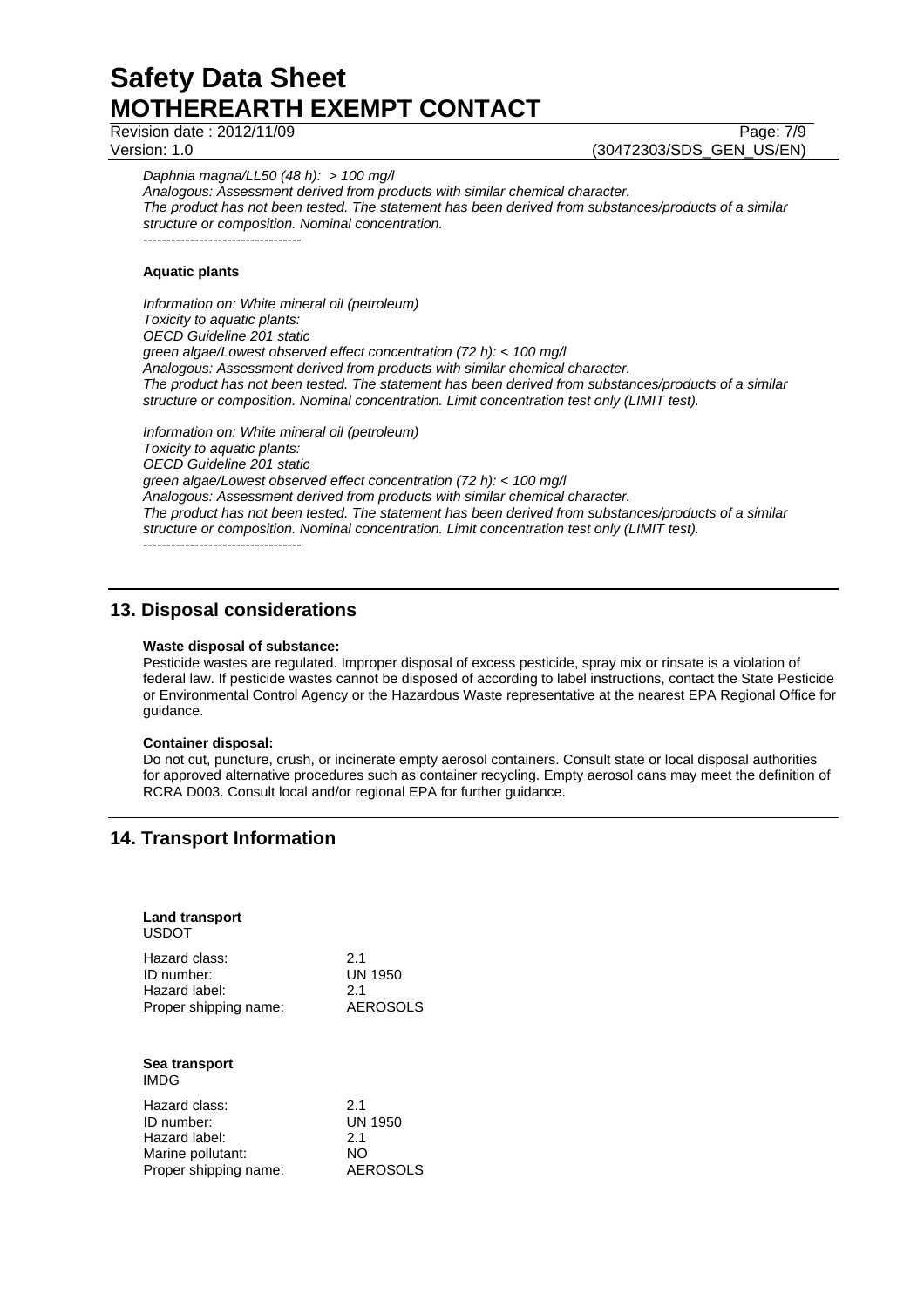*Daphnia magna/LL50 (48 h): > 100 mg/l*
*Analogous: Assessment derived from products with similar chemical character.*
*The product has not been tested. The statement has been derived from substances/products of a similar structure or composition. Nominal concentration.*
----------------------------------

**Aquatic plants**

*Information on: White mineral oil (petroleum)*
*Toxicity to aquatic plants:*
*OECD Guideline 201 static*
*green algae/Lowest observed effect concentration (72 h): < 100 mg/l*
*Analogous: Assessment derived from products with similar chemical character.*
*The product has not been tested. The statement has been derived from substances/products of a similar structure or composition. Nominal concentration. Limit concentration test only (LIMIT test).*

*Information on: White mineral oil (petroleum)*
*Toxicity to aquatic plants:*
*OECD Guideline 201 static*
*green algae/Lowest observed effect concentration (72 h): < 100 mg/l*
*Analogous: Assessment derived from products with similar chemical character.*
*The product has not been tested. The statement has been derived from substances/products of a similar structure or composition. Nominal concentration. Limit concentration test only (LIMIT test).*
----------------------------------

## 13. Disposal considerations

**Waste disposal of substance:**
Pesticide wastes are regulated. Improper disposal of excess pesticide, spray mix or rinsate is a violation of federal law. If pesticide wastes cannot be disposed of according to label instructions, contact the State Pesticide or Environmental Control Agency or the Hazardous Waste representative at the nearest EPA Regional Office for guidance.

**Container disposal:**
Do not cut, puncture, crush, or incinerate empty aerosol containers. Consult state or local disposal authorities for approved alternative procedures such as container recycling. Empty aerosol cans may meet the definition of RCRA D003. Consult local and/or regional EPA for further guidance.

## 14. Transport Information

**Land transport**
USDOT

| | |
|---|---|
| Hazard class: | 2.1 |
| ID number: | UN 1950 |
| Hazard label: | 2.1 |
| Proper shipping name: | AEROSOLS |

**Sea transport**
IMDG

| | |
|---|---|
| Hazard class: | 2.1 |
| ID number: | UN 1950 |
| Hazard label: | 2.1 |
| Marine pollutant: | NO |
| Proper shipping name: | AEROSOLS |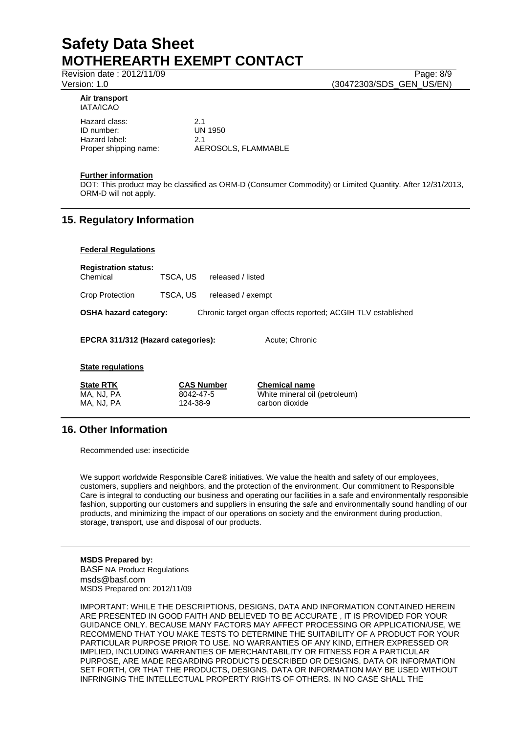**Air transport**
IATA/ICAO

| | |
|---|---|
| Hazard class: | 2.1 |
| ID number: | UN 1950 |
| Hazard label: | 2.1 |
| Proper shipping name: | AEROSOLS, FLAMMABLE |

**Further information**

DOT: This product may be classified as ORM-D (Consumer Commodity) or Limited Quantity. After 12/31/2013, ORM-D will not apply.

## 15. Regulatory Information

**Federal Regulations**

**Registration status:**

| | | |
|---|---|---|
| Chemical | TSCA, US | released / listed |
| Crop Protection | TSCA, US | released / exempt |

**OSHA hazard category:** Chronic target organ effects reported; ACGIH TLV established

**EPCRA 311/312 (Hazard categories):** Acute; Chronic

**State regulations**

| State RTK | CAS Number | Chemical name |
|---|---|---|
| MA, NJ, PA | 8042-47-5 | White mineral oil (petroleum) |
| MA, NJ, PA | 124-38-9 | carbon dioxide |

## 16. Other Information

Recommended use: insecticide

We support worldwide Responsible Care® initiatives. We value the health and safety of our employees, customers, suppliers and neighbors, and the protection of the environment. Our commitment to Responsible Care is integral to conducting our business and operating our facilities in a safe and environmentally responsible fashion, supporting our customers and suppliers in ensuring the safe and environmentally sound handling of our products, and minimizing the impact of our operations on society and the environment during production, storage, transport, use and disposal of our products.

**MSDS Prepared by:**
BASF NA Product Regulations
msds@basf.com
MSDS Prepared on: 2012/11/09

IMPORTANT: WHILE THE DESCRIPTIONS, DESIGNS, DATA AND INFORMATION CONTAINED HEREIN ARE PRESENTED IN GOOD FAITH AND BELIEVED TO BE ACCURATE , IT IS PROVIDED FOR YOUR GUIDANCE ONLY. BECAUSE MANY FACTORS MAY AFFECT PROCESSING OR APPLICATION/USE, WE RECOMMEND THAT YOU MAKE TESTS TO DETERMINE THE SUITABILITY OF A PRODUCT FOR YOUR PARTICULAR PURPOSE PRIOR TO USE. NO WARRANTIES OF ANY KIND, EITHER EXPRESSED OR IMPLIED, INCLUDING WARRANTIES OF MERCHANTABILITY OR FITNESS FOR A PARTICULAR PURPOSE, ARE MADE REGARDING PRODUCTS DESCRIBED OR DESIGNS, DATA OR INFORMATION SET FORTH, OR THAT THE PRODUCTS, DESIGNS, DATA OR INFORMATION MAY BE USED WITHOUT INFRINGING THE INTELLECTUAL PROPERTY RIGHTS OF OTHERS. IN NO CASE SHALL THE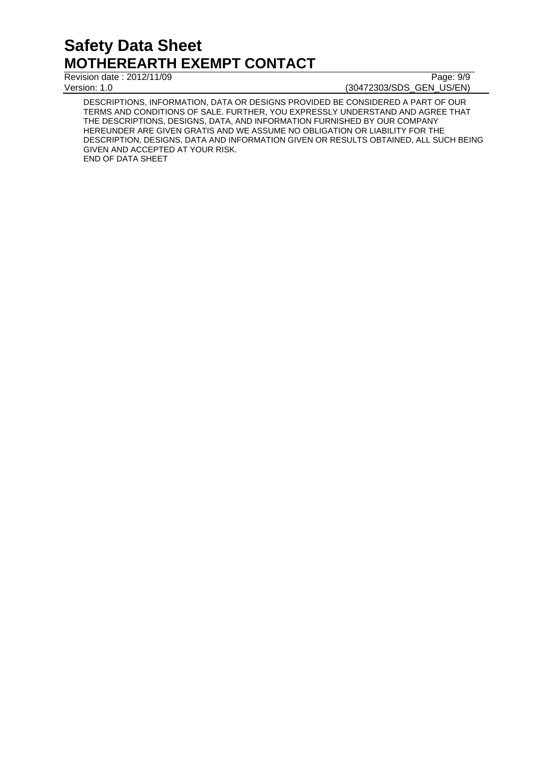DESCRIPTIONS, INFORMATION, DATA OR DESIGNS PROVIDED BE CONSIDERED A PART OF OUR TERMS AND CONDITIONS OF SALE. FURTHER, YOU EXPRESSLY UNDERSTAND AND AGREE THAT THE DESCRIPTIONS, DESIGNS, DATA, AND INFORMATION FURNISHED BY OUR COMPANY HEREUNDER ARE GIVEN GRATIS AND WE ASSUME NO OBLIGATION OR LIABILITY FOR THE DESCRIPTION, DESIGNS, DATA AND INFORMATION GIVEN OR RESULTS OBTAINED, ALL SUCH BEING GIVEN AND ACCEPTED AT YOUR RISK.

END OF DATA SHEET